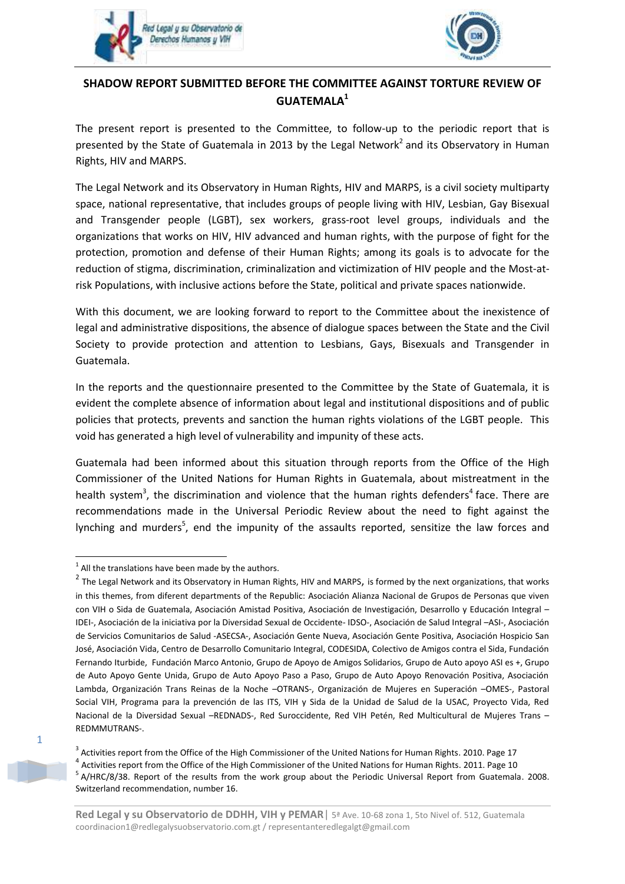## SHADOW REPORT SUBMITTED BEFORE THE COMMITTEE AGAINST TORTURE REVIEW OF GUATEMALA[1]

The present report is presented to the Committee, to follow-up to the periodic report that is presented by the State of Guatemala in 2013 by the Legal Network[2] and its Observatory in Human Rights, HIV and MARPS.

The Legal Network and its Observatory in Human Rights, HIV and MARPS, is a civil society multiparty space, national representative, that includes groups of people living with HIV, Lesbian, Gay Bisexual and Transgender people (LGBT), sex workers, grass-root level groups, individuals and the organizations that works on HIV, HIV advanced and human rights, with the purpose of fight for the protection, promotion and defense of their Human Rights; among its goals is to advocate for the reduction of stigma, discrimination, criminalization and victimization of HIV people and the Most-at-risk Populations, with inclusive actions before the State, political and private spaces nationwide.

With this document, we are looking forward to report to the Committee about the inexistence of legal and administrative dispositions, the absence of dialogue spaces between the State and the Civil Society to provide protection and attention to Lesbians, Gays, Bisexuals and Transgender in Guatemala.

In the reports and the questionnaire presented to the Committee by the State of Guatemala, it is evident the complete absence of information about legal and institutional dispositions and of public policies that protects, prevents and sanction the human rights violations of the LGBT people. This void has generated a high level of vulnerability and impunity of these acts.

Guatemala had been informed about this situation through reports from the Office of the High Commissioner of the United Nations for Human Rights in Guatemala, about mistreatment in the health system[3], the discrimination and violence that the human rights defenders[4] face. There are recommendations made in the Universal Periodic Review about the need to fight against the lynching and murders[5], end the impunity of the assaults reported, sensitize the law forces and

---

[1] All the translations have been made by the authors.

[2] The Legal Network and its Observatory in Human Rights, HIV and MARPS, is formed by the next organizations, that works in this themes, from diferent departments of the Republic: Asociación Alianza Nacional de Grupos de Personas que viven con VIH o Sida de Guatemala, Asociación Amistad Positiva, Asociación de Investigación, Desarrollo y Educación Integral –IDEI-, Asociación de la iniciativa por la Diversidad Sexual de Occidente- IDSO-, Asociación de Salud Integral –ASI-, Asociación de Servicios Comunitarios de Salud -ASECSA-, Asociación Gente Nueva, Asociación Gente Positiva, Asociación Hospicio San José, Asociación Vida, Centro de Desarrollo Comunitario Integral, CODESIDA, Colectivo de Amigos contra el Sida, Fundación Fernando Iturbide, Fundación Marco Antonio, Grupo de Apoyo de Amigos Solidarios, Grupo de Auto apoyo ASI es +, Grupo de Auto Apoyo Gente Unida, Grupo de Auto Apoyo Paso a Paso, Grupo de Auto Apoyo Renovación Positiva, Asociación Lambda, Organización Trans Reinas de la Noche –OTRANS-, Organización de Mujeres en Superación –OMES-, Pastoral Social VIH, Programa para la prevención de las ITS, VIH y Sida de la Unidad de Salud de la USAC, Proyecto Vida, Red Nacional de la Diversidad Sexual –REDNADS-, Red Suroccidente, Red VIH Petén, Red Multicultural de Mujeres Trans –REDMMUTRANS-.

[3] Activities report from the Office of the High Commissioner of the United Nations for Human Rights. 2010. Page 17

[4] Activities report from the Office of the High Commissioner of the United Nations for Human Rights. 2011. Page 10

[5] A/HRC/8/38. Report of the results from the work group about the Periodic Universal Report from Guatemala. 2008. Switzerland recommendation, number 16.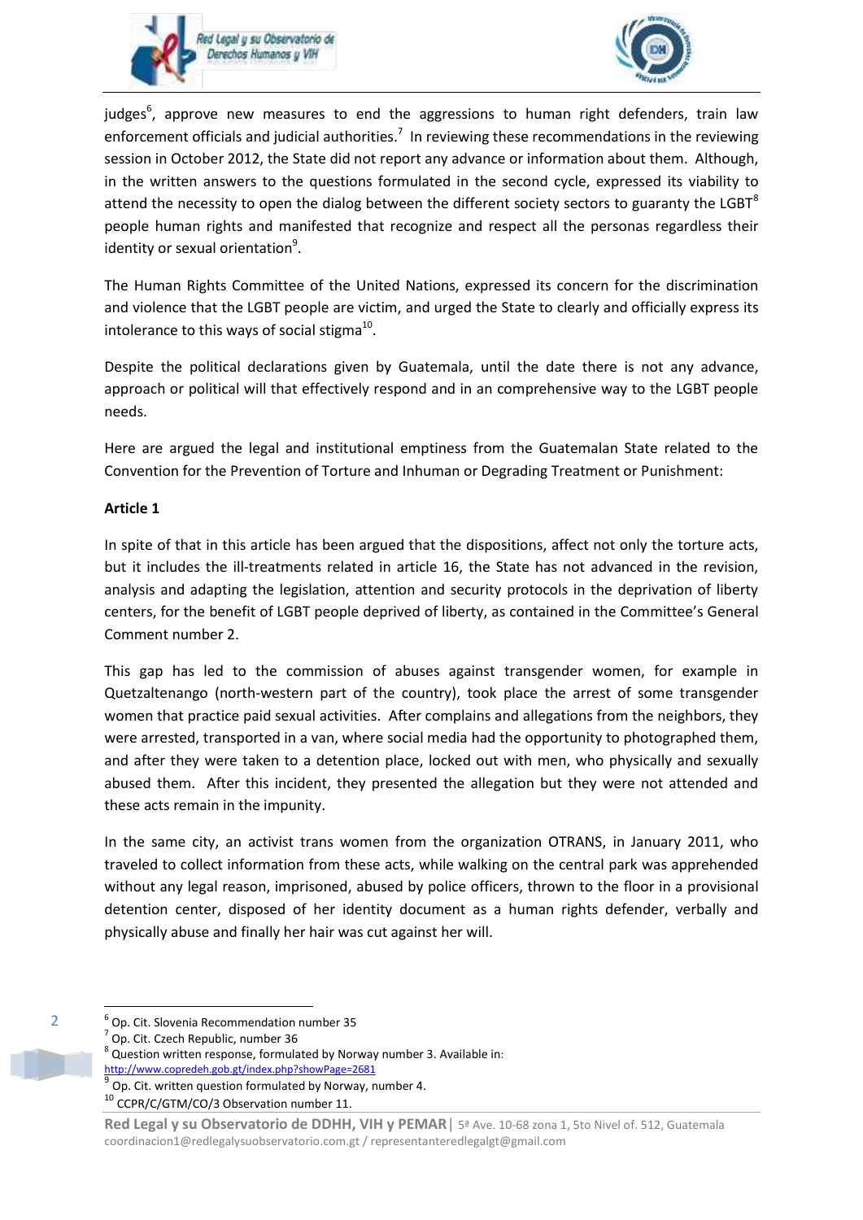judges[6], approve new measures to end the aggressions to human right defenders, train law enforcement officials and judicial authorities.[7] In reviewing these recommendations in the reviewing session in October 2012, the State did not report any advance or information about them. Although, in the written answers to the questions formulated in the second cycle, expressed its viability to attend the necessity to open the dialog between the different society sectors to guaranty the LGBT[8] people human rights and manifested that recognize and respect all the personas regardless their identity or sexual orientation[9].

The Human Rights Committee of the United Nations, expressed its concern for the discrimination and violence that the LGBT people are victim, and urged the State to clearly and officially express its intolerance to this ways of social stigma[10].

Despite the political declarations given by Guatemala, until the date there is not any advance, approach or political will that effectively respond and in an comprehensive way to the LGBT people needs.

Here are argued the legal and institutional emptiness from the Guatemalan State related to the Convention for the Prevention of Torture and Inhuman or Degrading Treatment or Punishment:

**Article 1**

In spite of that in this article has been argued that the dispositions, affect not only the torture acts, but it includes the ill-treatments related in article 16, the State has not advanced in the revision, analysis and adapting the legislation, attention and security protocols in the deprivation of liberty centers, for the benefit of LGBT people deprived of liberty, as contained in the Committee's General Comment number 2.

This gap has led to the commission of abuses against transgender women, for example in Quetzaltenango (north-western part of the country), took place the arrest of some transgender women that practice paid sexual activities. After complains and allegations from the neighbors, they were arrested, transported in a van, where social media had the opportunity to photographed them, and after they were taken to a detention place, locked out with men, who physically and sexually abused them. After this incident, they presented the allegation but they were not attended and these acts remain in the impunity.

In the same city, an activist trans women from the organization OTRANS, in January 2011, who traveled to collect information from these acts, while walking on the central park was apprehended without any legal reason, imprisoned, abused by police officers, thrown to the floor in a provisional detention center, disposed of her identity document as a human rights defender, verbally and physically abuse and finally her hair was cut against her will.

---

[6] Op. Cit. Slovenia Recommendation number 35

[7] Op. Cit. Czech Republic, number 36

[8] Question written response, formulated by Norway number 3. Available in: http://www.copredeh.gob.gt/index.php?showPage=2681

[9] Op. Cit. written question formulated by Norway, number 4.

[10] CCPR/C/GTM/CO/3 Observation number 11.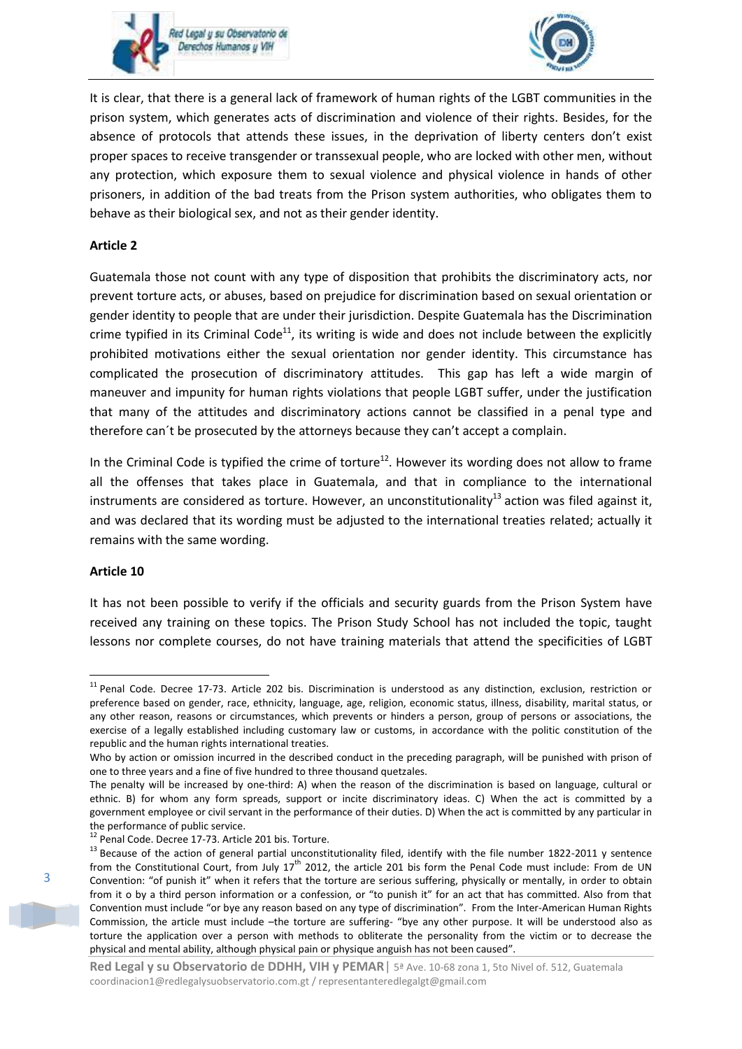It is clear, that there is a general lack of framework of human rights of the LGBT communities in the prison system, which generates acts of discrimination and violence of their rights. Besides, for the absence of protocols that attends these issues, in the deprivation of liberty centers don't exist proper spaces to receive transgender or transsexual people, who are locked with other men, without any protection, which exposure them to sexual violence and physical violence in hands of other prisoners, in addition of the bad treats from the Prison system authorities, who obligates them to behave as their biological sex, and not as their gender identity.

**Article 2**

Guatemala those not count with any type of disposition that prohibits the discriminatory acts, nor prevent torture acts, or abuses, based on prejudice for discrimination based on sexual orientation or gender identity to people that are under their jurisdiction. Despite Guatemala has the Discrimination crime typified in its Criminal Code[11], its writing is wide and does not include between the explicitly prohibited motivations either the sexual orientation nor gender identity. This circumstance has complicated the prosecution of discriminatory attitudes. This gap has left a wide margin of maneuver and impunity for human rights violations that people LGBT suffer, under the justification that many of the attitudes and discriminatory actions cannot be classified in a penal type and therefore can´t be prosecuted by the attorneys because they can't accept a complain.

In the Criminal Code is typified the crime of torture[12]. However its wording does not allow to frame all the offenses that takes place in Guatemala, and that in compliance to the international instruments are considered as torture. However, an unconstitutionality[13] action was filed against it, and was declared that its wording must be adjusted to the international treaties related; actually it remains with the same wording.

**Article 10**

It has not been possible to verify if the officials and security guards from the Prison System have received any training on these topics. The Prison Study School has not included the topic, taught lessons nor complete courses, do not have training materials that attend the specificities of LGBT

---

[11] Penal Code. Decree 17-73. Article 202 bis. Discrimination is understood as any distinction, exclusion, restriction or preference based on gender, race, ethnicity, language, age, religion, economic status, illness, disability, marital status, or any other reason, reasons or circumstances, which prevents or hinders a person, group of persons or associations, the exercise of a legally established including customary law or customs, in accordance with the politic constitution of the republic and the human rights international treaties.

Who by action or omission incurred in the described conduct in the preceding paragraph, will be punished with prison of one to three years and a fine of five hundred to three thousand quetzales.

The penalty will be increased by one-third: A) when the reason of the discrimination is based on language, cultural or ethnic. B) for whom any form spreads, support or incite discriminatory ideas. C) When the act is committed by a government employee or civil servant in the performance of their duties. D) When the act is committed by any particular in the performance of public service.

[12] Penal Code. Decree 17-73. Article 201 bis. Torture.

[13] Because of the action of general partial unconstitutionality filed, identify with the file number 1822-2011 y sentence from the Constitutional Court, from July 17th 2012, the article 201 bis form the Penal Code must include: From de UN Convention: "of punish it" when it refers that the torture are serious suffering, physically or mentally, in order to obtain from it o by a third person information or a confession, or "to punish it" for an act that has committed. Also from that Convention must include "or bye any reason based on any type of discrimination". From the Inter-American Human Rights Commission, the article must include –the torture are suffering- "bye any other purpose. It will be understood also as torture the application over a person with methods to obliterate the personality from the victim or to decrease the physical and mental ability, although physical pain or physique anguish has not been caused".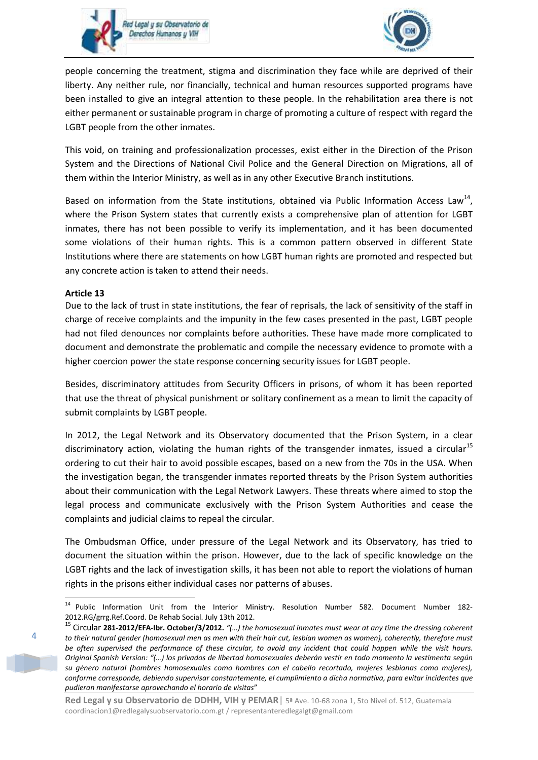people concerning the treatment, stigma and discrimination they face while are deprived of their liberty. Any neither rule, nor financially, technical and human resources supported programs have been installed to give an integral attention to these people. In the rehabilitation area there is not either permanent or sustainable program in charge of promoting a culture of respect with regard the LGBT people from the other inmates.

This void, on training and professionalization processes, exist either in the Direction of the Prison System and the Directions of National Civil Police and the General Direction on Migrations, all of them within the Interior Ministry, as well as in any other Executive Branch institutions.

Based on information from the State institutions, obtained via Public Information Access Law[14], where the Prison System states that currently exists a comprehensive plan of attention for LGBT inmates, there has not been possible to verify its implementation, and it has been documented some violations of their human rights. This is a common pattern observed in different State Institutions where there are statements on how LGBT human rights are promoted and respected but any concrete action is taken to attend their needs.

**Article 13**

Due to the lack of trust in state institutions, the fear of reprisals, the lack of sensitivity of the staff in charge of receive complaints and the impunity in the few cases presented in the past, LGBT people had not filed denounces nor complaints before authorities. These have made more complicated to document and demonstrate the problematic and compile the necessary evidence to promote with a higher coercion power the state response concerning security issues for LGBT people.

Besides, discriminatory attitudes from Security Officers in prisons, of whom it has been reported that use the threat of physical punishment or solitary confinement as a mean to limit the capacity of submit complaints by LGBT people.

In 2012, the Legal Network and its Observatory documented that the Prison System, in a clear discriminatory action, violating the human rights of the transgender inmates, issued a circular[15] ordering to cut their hair to avoid possible escapes, based on a new from the 70s in the USA. When the investigation began, the transgender inmates reported threats by the Prison System authorities about their communication with the Legal Network Lawyers. These threats where aimed to stop the legal process and communicate exclusively with the Prison System Authorities and cease the complaints and judicial claims to repeal the circular.

The Ombudsman Office, under pressure of the Legal Network and its Observatory, has tried to document the situation within the prison. However, due to the lack of specific knowledge on the LGBT rights and the lack of investigation skills, it has been not able to report the violations of human rights in the prisons either individual cases nor patterns of abuses.

---

[14] Public Information Unit from the Interior Ministry. Resolution Number 582. Document Number 182-2012.RG/grrg.Ref.Coord. De Rehab Social. July 13th 2012.

[15] Circular **281-2012/EFA-Ibr. October/3/2012.** *"(…) the homosexual inmates must wear at any time the dressing coherent to their natural gender (homosexual men as men with their hair cut, lesbian women as women), coherently, therefore must be often supervised the performance of these circular, to avoid any incident that could happen while the visit hours. Original Spanish Version: "(…) los privados de libertad homosexuales deberán vestir en todo momento la vestimenta según su género natural (hombres homosexuales como hombres con el cabello recortado, mujeres lesbianas como mujeres), conforme corresponde, debiendo supervisar constantemente, el cumplimiento a dicha normativa, para evitar incidentes que pudieran manifestarse aprovechando el horario de visitas*"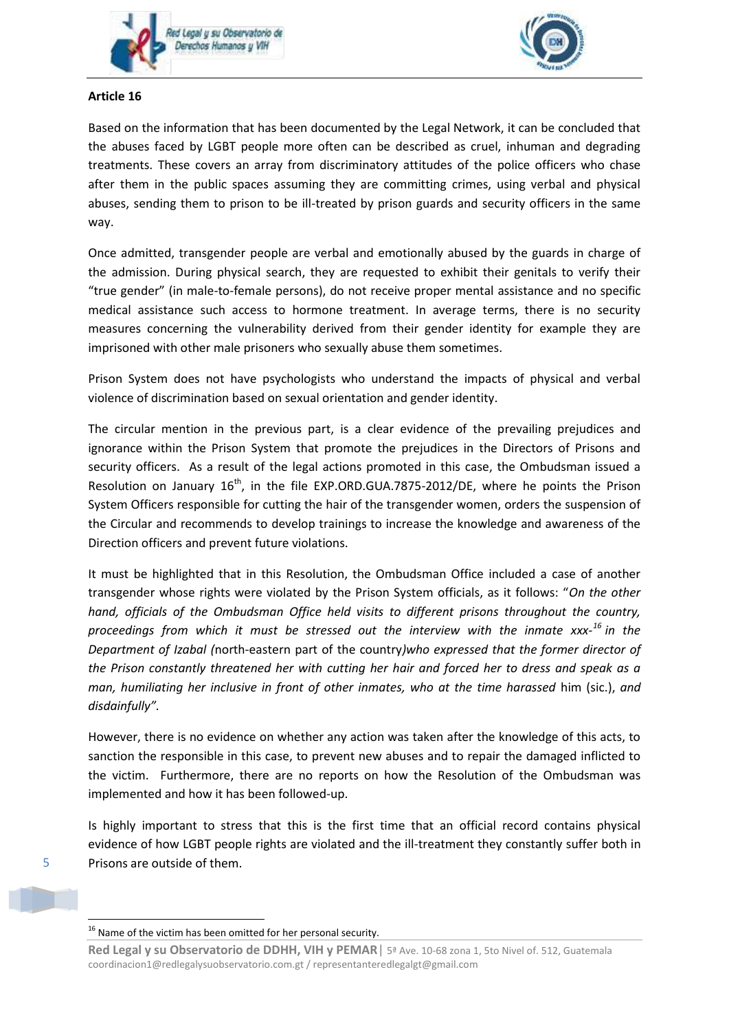**Article 16**

Based on the information that has been documented by the Legal Network, it can be concluded that the abuses faced by LGBT people more often can be described as cruel, inhuman and degrading treatments. These covers an array from discriminatory attitudes of the police officers who chase after them in the public spaces assuming they are committing crimes, using verbal and physical abuses, sending them to prison to be ill-treated by prison guards and security officers in the same way.

Once admitted, transgender people are verbal and emotionally abused by the guards in charge of the admission. During physical search, they are requested to exhibit their genitals to verify their "true gender" (in male-to-female persons), do not receive proper mental assistance and no specific medical assistance such access to hormone treatment. In average terms, there is no security measures concerning the vulnerability derived from their gender identity for example they are imprisoned with other male prisoners who sexually abuse them sometimes.

Prison System does not have psychologists who understand the impacts of physical and verbal violence of discrimination based on sexual orientation and gender identity.

The circular mention in the previous part, is a clear evidence of the prevailing prejudices and ignorance within the Prison System that promote the prejudices in the Directors of Prisons and security officers. As a result of the legal actions promoted in this case, the Ombudsman issued a Resolution on January 16th, in the file EXP.ORD.GUA.7875-2012/DE, where he points the Prison System Officers responsible for cutting the hair of the transgender women, orders the suspension of the Circular and recommends to develop trainings to increase the knowledge and awareness of the Direction officers and prevent future violations.

It must be highlighted that in this Resolution, the Ombudsman Office included a case of another transgender whose rights were violated by the Prison System officials, as it follows: "*On the other hand, officials of the Ombudsman Office held visits to different prisons throughout the country, proceedings from which it must be stressed out the interview with the inmate xxx-*[16] *in the Department of Izabal (*north-eastern part of the country*)who expressed that the former director of the Prison constantly threatened her with cutting her hair and forced her to dress and speak as a man, humiliating her inclusive in front of other inmates, who at the time harassed* him (sic.), *and disdainfully".*

However, there is no evidence on whether any action was taken after the knowledge of this acts, to sanction the responsible in this case, to prevent new abuses and to repair the damaged inflicted to the victim. Furthermore, there are no reports on how the Resolution of the Ombudsman was implemented and how it has been followed-up.

Is highly important to stress that this is the first time that an official record contains physical evidence of how LGBT people rights are violated and the ill-treatment they constantly suffer both in Prisons are outside of them.

[16] Name of the victim has been omitted for her personal security.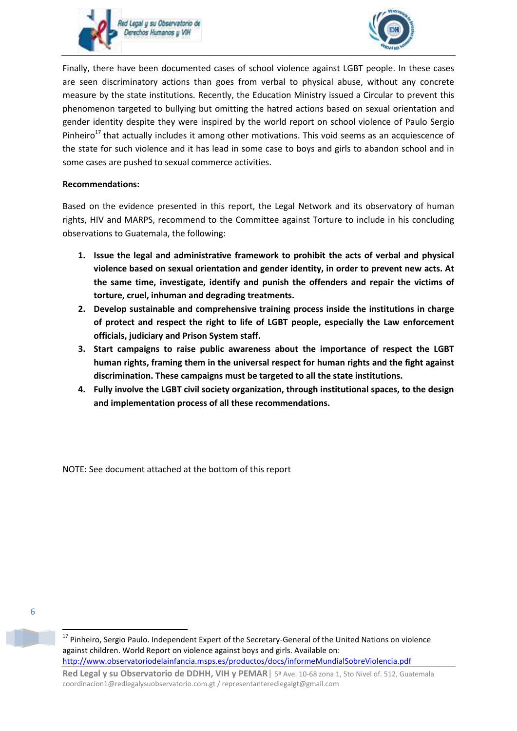Finally, there have been documented cases of school violence against LGBT people. In these cases are seen discriminatory actions than goes from verbal to physical abuse, without any concrete measure by the state institutions. Recently, the Education Ministry issued a Circular to prevent this phenomenon targeted to bullying but omitting the hatred actions based on sexual orientation and gender identity despite they were inspired by the world report on school violence of Paulo Sergio Pinheiro[17] that actually includes it among other motivations. This void seems as an acquiescence of the state for such violence and it has lead in some case to boys and girls to abandon school and in some cases are pushed to sexual commerce activities.

**Recommendations:**

Based on the evidence presented in this report, the Legal Network and its observatory of human rights, HIV and MARPS, recommend to the Committee against Torture to include in his concluding observations to Guatemala, the following:

1. **Issue the legal and administrative framework to prohibit the acts of verbal and physical violence based on sexual orientation and gender identity, in order to prevent new acts. At the same time, investigate, identify and punish the offenders and repair the victims of torture, cruel, inhuman and degrading treatments.**
2. **Develop sustainable and comprehensive training process inside the institutions in charge of protect and respect the right to life of LGBT people, especially the Law enforcement officials, judiciary and Prison System staff.**
3. **Start campaigns to raise public awareness about the importance of respect the LGBT human rights, framing them in the universal respect for human rights and the fight against discrimination. These campaigns must be targeted to all the state institutions.**
4. **Fully involve the LGBT civil society organization, through institutional spaces, to the design and implementation process of all these recommendations.**

NOTE: See document attached at the bottom of this report

[17] Pinheiro, Sergio Paulo. Independent Expert of the Secretary-General of the United Nations on violence against children. World Report on violence against boys and girls. Available on: http://www.observatoriodelainfancia.msps.es/productos/docs/informeMundialSobreViolencia.pdf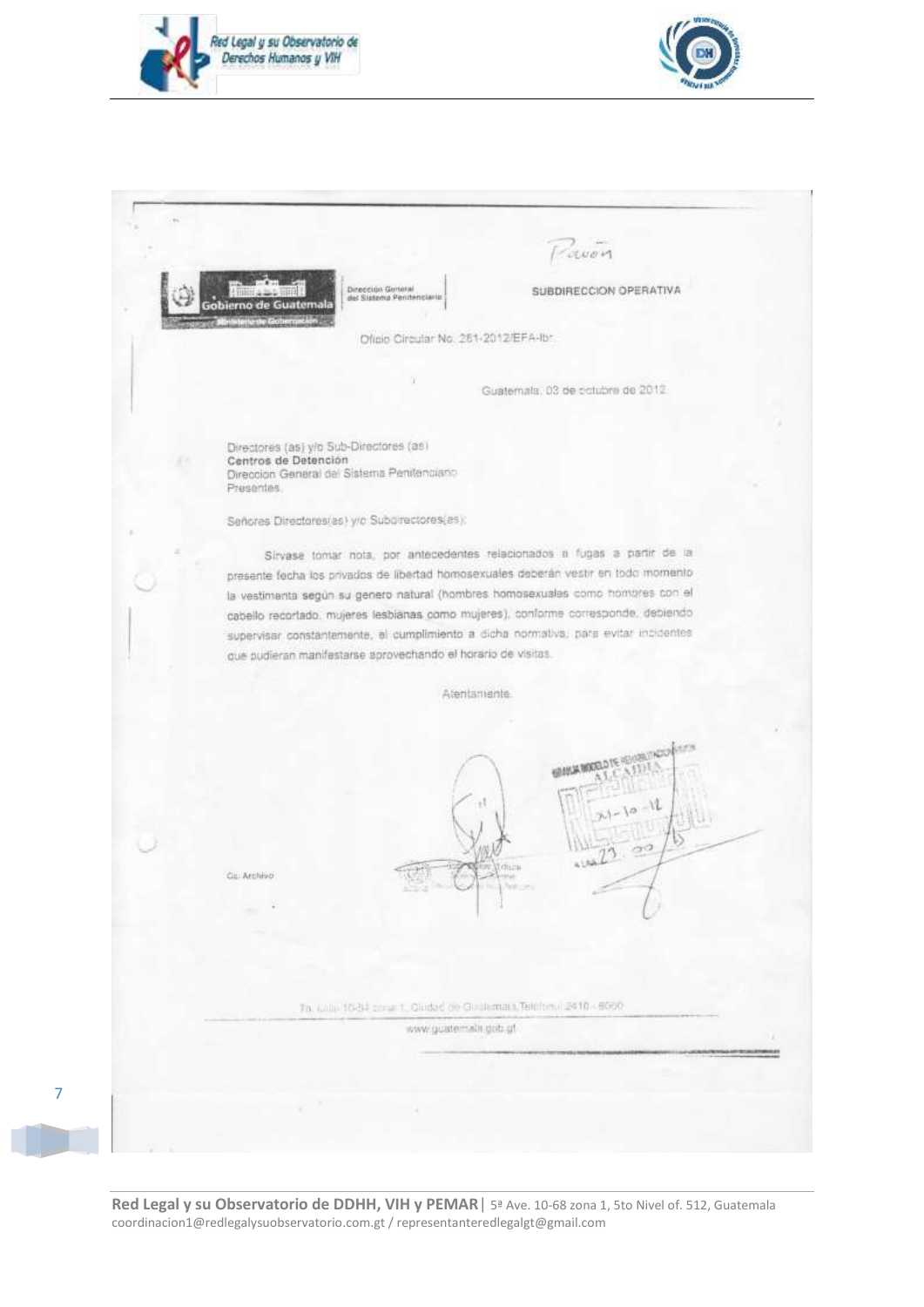Pavón

Gobierno de Guatemala | Dirección General del Sistema Penitenciario

SUBDIRECCION OPERATIVA

Oficio Circular No. 251-2012/EFA-lbr.

Guatemala, 03 de octubre de 2012

Directores (as) y/o Sub-Directores (as)
**Centros de Detención**
Direccion General del Sistema Penitenciario
Presentes.

Señores Directores(as) y/o Subdirectores(as):

Sírvase tomar nota, por antecedentes relacionados a fugas a partir de la presente fecha los privados de libertad homosexuales deberán vestir en todo momento la vestimenta según su genero natural (hombres homosexuales como hombres con el cabello recortado, mujeres lesbianas como mujeres), conforme corresponde, debiendo supervisar constantemente, el cumplimiento a dicha normativa, para evitar incidentes que pudieran manifestarse aprovechando el horario de visitas.

Atentamente.

GRANJA MODELO DE REHABILITACIÓN
ALCAIDIA
RECIBIDO
04-10-12

Cc. Archivo

7a. calle 10-84 zona 1, Ciudad de Guatemala, Teléfono 2410 - 6000
www.guatemala.gob.gt

**Red Legal y su Observatorio de DDHH, VIH y PEMAR** | 5ª Ave. 10-68 zona 1, 5to Nivel of. 512, Guatemala
coordinacion1@redlegalysuobservatorio.com.gt / representanteredlegalgt@gmail.com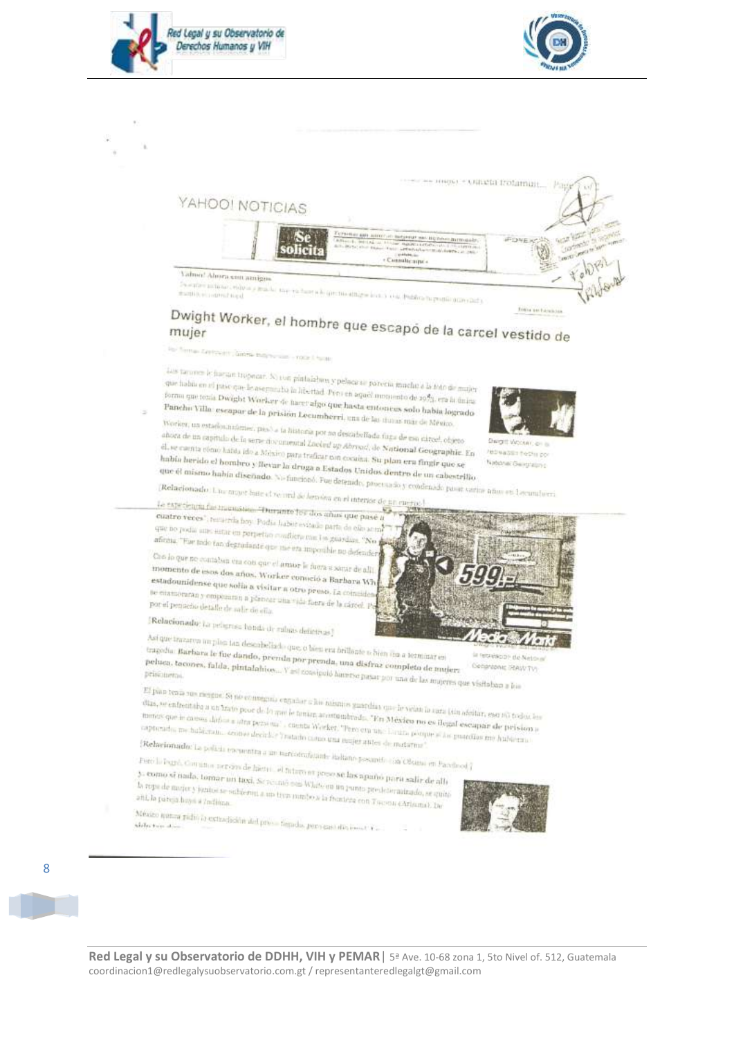YAHOO! NOTICIAS

Se solicita

Yahoo! Ahora son amigos

# Dwight Worker, el hombre que escapó de la carcel vestido de mujer

Los tacones le hacían tropezar. Ni con pintalabios y peluca se parecía mucho a la foto de mujer que había en el pase que le aseguraba la libertad. Pero en aquel momento de 197?, era la única forma que tenía Dwight Worker de hacer algo que hasta entonces solo había logrado **Pancho Villa: escapar de la prisión Lecumberri**, una de las más duras de México.

Worker, un estadounidense, pasó a la historia por su descabellada fuga de esa cárcel, objeto ahora de un capítulo de la serie documental *Locked up Abroad*, de **National Geographic**. En él, se cuenta cómo había ido a México para traficar con cocaína. **Su plan era fingir que se había herido el hombro y llevar la droga a Estados Unidos dentro de un cabestrillo que él mismo había diseñado.** No funcionó. Fue detenido, procesado y condenado a pasar varios años en Lecumberri.

Dwight Worker, en la recreación hecha por National Geographic

[Relacionado: Una mujer bate el récord de heroína en el interior de su cuerpo]

La experiencia fue traumática. **"Durante los dos años que pasé allí ... cuatro veces"**, recuerda hoy. Podía haber evitado parte de ello ... que no podía sino estar en perpetuo conflicto con los guardias. "No ..." afirma. "Fue todo tan degradante que me era imposible no defenderme".

Con lo que no contaban era con que el amor le fuera a sacar de allí. ... **momento de esos dos años, Worker conoció a Barbara Wh... estadounidense que solía visitar a otro preso.** La coincidencia ... se enamoraran y empezaran a planear una vida fuera de la cárcel. P... por el pequeño detalle de salir de ella.

[Relacionado: La peligrosa banda de rubias delictivas]

Así que trazaron un plan tan descabellado que, o bien era brillante o bien iba a terminar en tragedia: **Barbara le fue dando, prenda por prenda, un disfraz completo de mujer: peluca, tacones, falda, pintalabios...** Y así consiguió hacerse pasar por una de las mujeres que visitaban a los prisioneros.

la recreación de National Geographic (RAW TV)

El plan tenía sus riesgos. Si no conseguía engañar a los mismos guardias que le veían la cara (sin afeitar, eso sí) todos los días, se enfrentaba a un trato peor de lo que le tenían acostumbrado. **"En México no es ilegal escapar de prisión a menos que le causes daños a otra persona"**, cuenta Worker. "Pero era un ... porque si los guardias me hubieran capturado, me habrían ... tratado como una mujer antes de matarme".

[Relacionado: La policía encuentra a un narcotraficante italiano posando con Obama en Facebook]

Pero lo logró. Con unos nervios de hierro, el futuro ex preso **se las apañó para salir de allí y, como si nada, tomar un taxi.** Se reunió con White en un punto predeterminado, se quitó la ropa de mujer y juntos se subieron a un tren rumbo a la frontera con Tucson (Arizona). De allí, la pareja huyó a Indiana.

México nunca pidió la extradición del preso fugado, pero casi dos ...